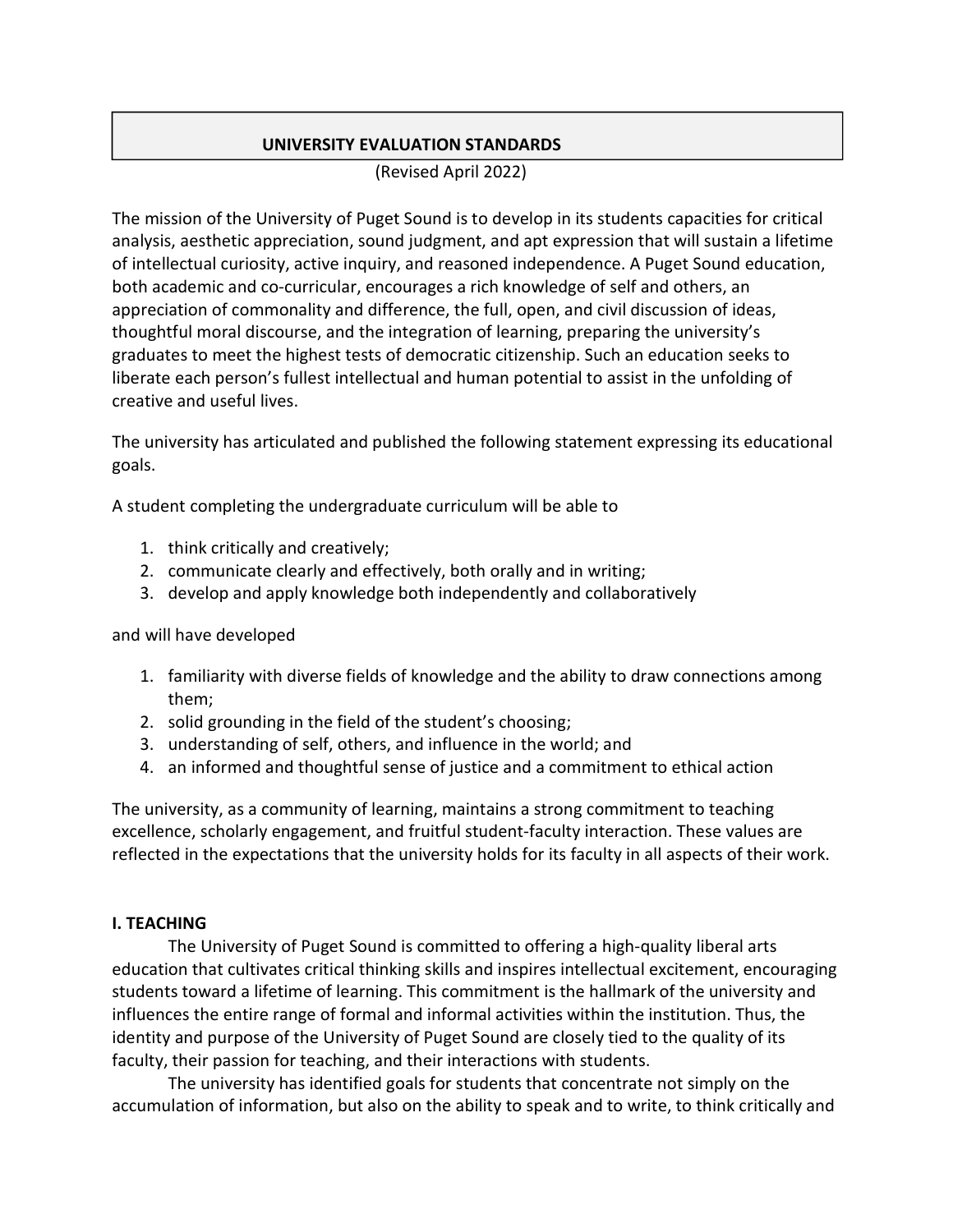# UNIVERSITY EVALUATION STANDARDS

(Revised April 2022)

The mission of the University of Puget Sound is to develop in its students capacities for critical analysis, aesthetic appreciation, sound judgment, and apt expression that will sustain a lifetime of intellectual curiosity, active inquiry, and reasoned independence. A Puget Sound education, both academic and co-curricular, encourages a rich knowledge of self and others, an appreciation of commonality and difference, the full, open, and civil discussion of ideas, thoughtful moral discourse, and the integration of learning, preparing the university's graduates to meet the highest tests of democratic citizenship. Such an education seeks to liberate each person's fullest intellectual and human potential to assist in the unfolding of creative and useful lives.

The university has articulated and published the following statement expressing its educational goals.

A student completing the undergraduate curriculum will be able to

1. think critically and creatively;
2. communicate clearly and effectively, both orally and in writing;
3. develop and apply knowledge both independently and collaboratively

and will have developed

1. familiarity with diverse fields of knowledge and the ability to draw connections among them;
2. solid grounding in the field of the student's choosing;
3. understanding of self, others, and influence in the world; and
4. an informed and thoughtful sense of justice and a commitment to ethical action

The university, as a community of learning, maintains a strong commitment to teaching excellence, scholarly engagement, and fruitful student-faculty interaction. These values are reflected in the expectations that the university holds for its faculty in all aspects of their work.

## I. TEACHING

The University of Puget Sound is committed to offering a high-quality liberal arts education that cultivates critical thinking skills and inspires intellectual excitement, encouraging students toward a lifetime of learning. This commitment is the hallmark of the university and influences the entire range of formal and informal activities within the institution. Thus, the identity and purpose of the University of Puget Sound are closely tied to the quality of its faculty, their passion for teaching, and their interactions with students.

The university has identified goals for students that concentrate not simply on the accumulation of information, but also on the ability to speak and to write, to think critically and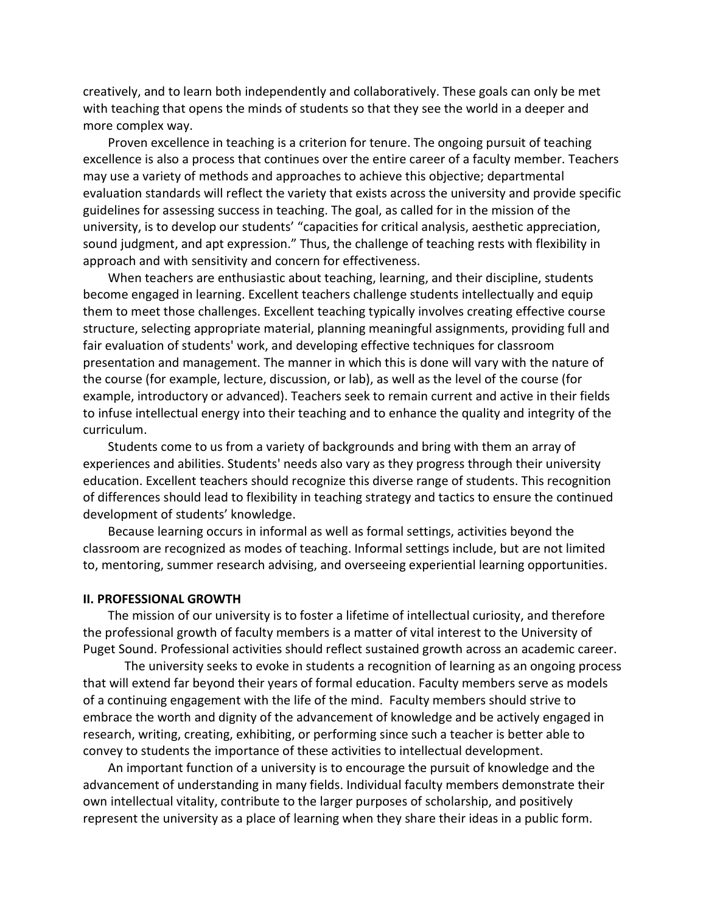creatively, and to learn both independently and collaboratively. These goals can only be met with teaching that opens the minds of students so that they see the world in a deeper and more complex way.

Proven excellence in teaching is a criterion for tenure. The ongoing pursuit of teaching excellence is also a process that continues over the entire career of a faculty member. Teachers may use a variety of methods and approaches to achieve this objective; departmental evaluation standards will reflect the variety that exists across the university and provide specific guidelines for assessing success in teaching. The goal, as called for in the mission of the university, is to develop our students' "capacities for critical analysis, aesthetic appreciation, sound judgment, and apt expression." Thus, the challenge of teaching rests with flexibility in approach and with sensitivity and concern for effectiveness.

When teachers are enthusiastic about teaching, learning, and their discipline, students become engaged in learning. Excellent teachers challenge students intellectually and equip them to meet those challenges. Excellent teaching typically involves creating effective course structure, selecting appropriate material, planning meaningful assignments, providing full and fair evaluation of students' work, and developing effective techniques for classroom presentation and management. The manner in which this is done will vary with the nature of the course (for example, lecture, discussion, or lab), as well as the level of the course (for example, introductory or advanced). Teachers seek to remain current and active in their fields to infuse intellectual energy into their teaching and to enhance the quality and integrity of the curriculum.

Students come to us from a variety of backgrounds and bring with them an array of experiences and abilities. Students' needs also vary as they progress through their university education. Excellent teachers should recognize this diverse range of students. This recognition of differences should lead to flexibility in teaching strategy and tactics to ensure the continued development of students' knowledge.

Because learning occurs in informal as well as formal settings, activities beyond the classroom are recognized as modes of teaching. Informal settings include, but are not limited to, mentoring, summer research advising, and overseeing experiential learning opportunities.

**II. PROFESSIONAL GROWTH**

The mission of our university is to foster a lifetime of intellectual curiosity, and therefore the professional growth of faculty members is a matter of vital interest to the University of Puget Sound. Professional activities should reflect sustained growth across an academic career.

The university seeks to evoke in students a recognition of learning as an ongoing process that will extend far beyond their years of formal education. Faculty members serve as models of a continuing engagement with the life of the mind. Faculty members should strive to embrace the worth and dignity of the advancement of knowledge and be actively engaged in research, writing, creating, exhibiting, or performing since such a teacher is better able to convey to students the importance of these activities to intellectual development.

An important function of a university is to encourage the pursuit of knowledge and the advancement of understanding in many fields. Individual faculty members demonstrate their own intellectual vitality, contribute to the larger purposes of scholarship, and positively represent the university as a place of learning when they share their ideas in a public form.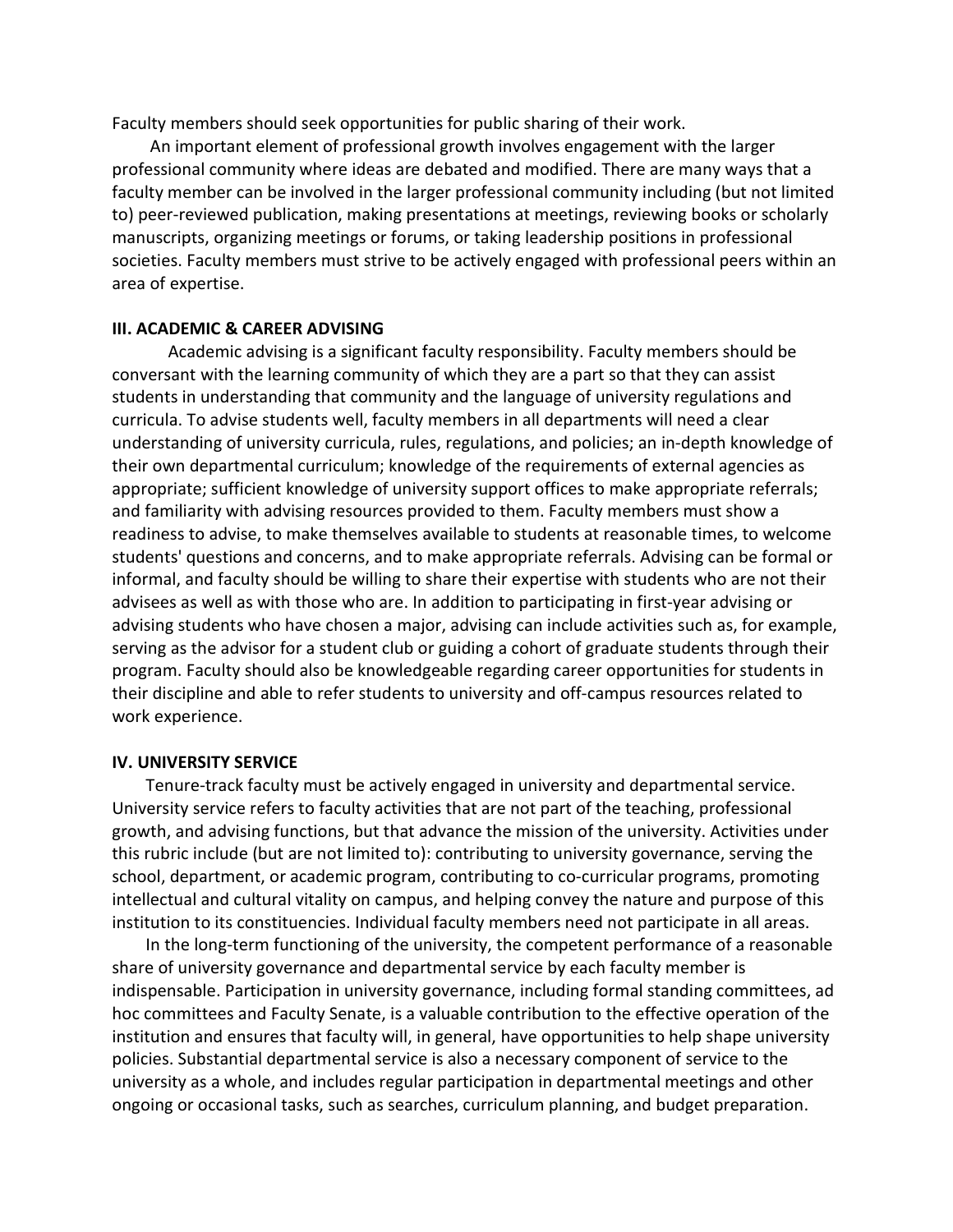Faculty members should seek opportunities for public sharing of their work.

An important element of professional growth involves engagement with the larger professional community where ideas are debated and modified. There are many ways that a faculty member can be involved in the larger professional community including (but not limited to) peer-reviewed publication, making presentations at meetings, reviewing books or scholarly manuscripts, organizing meetings or forums, or taking leadership positions in professional societies. Faculty members must strive to be actively engaged with professional peers within an area of expertise.

**III. ACADEMIC & CAREER ADVISING**

Academic advising is a significant faculty responsibility. Faculty members should be conversant with the learning community of which they are a part so that they can assist students in understanding that community and the language of university regulations and curricula. To advise students well, faculty members in all departments will need a clear understanding of university curricula, rules, regulations, and policies; an in-depth knowledge of their own departmental curriculum; knowledge of the requirements of external agencies as appropriate; sufficient knowledge of university support offices to make appropriate referrals; and familiarity with advising resources provided to them. Faculty members must show a readiness to advise, to make themselves available to students at reasonable times, to welcome students' questions and concerns, and to make appropriate referrals. Advising can be formal or informal, and faculty should be willing to share their expertise with students who are not their advisees as well as with those who are. In addition to participating in first-year advising or advising students who have chosen a major, advising can include activities such as, for example, serving as the advisor for a student club or guiding a cohort of graduate students through their program. Faculty should also be knowledgeable regarding career opportunities for students in their discipline and able to refer students to university and off-campus resources related to work experience.

**IV. UNIVERSITY SERVICE**

Tenure-track faculty must be actively engaged in university and departmental service. University service refers to faculty activities that are not part of the teaching, professional growth, and advising functions, but that advance the mission of the university. Activities under this rubric include (but are not limited to): contributing to university governance, serving the school, department, or academic program, contributing to co-curricular programs, promoting intellectual and cultural vitality on campus, and helping convey the nature and purpose of this institution to its constituencies. Individual faculty members need not participate in all areas.

In the long-term functioning of the university, the competent performance of a reasonable share of university governance and departmental service by each faculty member is indispensable. Participation in university governance, including formal standing committees, ad hoc committees and Faculty Senate, is a valuable contribution to the effective operation of the institution and ensures that faculty will, in general, have opportunities to help shape university policies. Substantial departmental service is also a necessary component of service to the university as a whole, and includes regular participation in departmental meetings and other ongoing or occasional tasks, such as searches, curriculum planning, and budget preparation.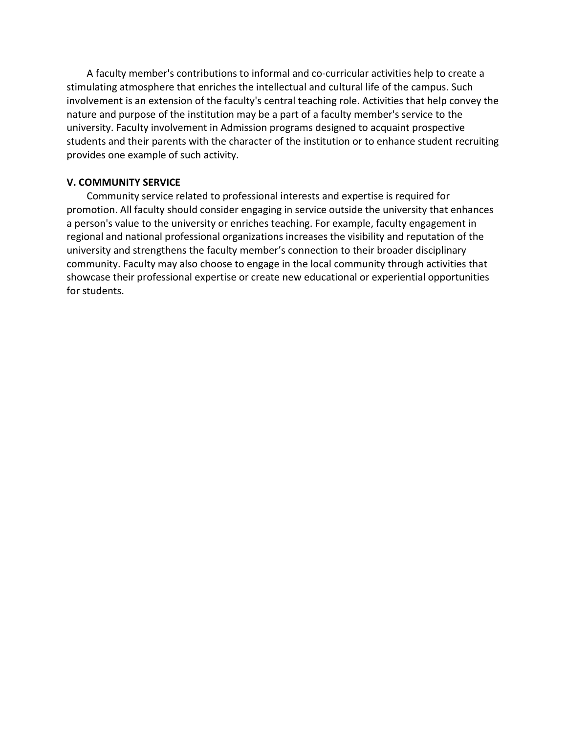A faculty member's contributions to informal and co-curricular activities help to create a stimulating atmosphere that enriches the intellectual and cultural life of the campus. Such involvement is an extension of the faculty's central teaching role. Activities that help convey the nature and purpose of the institution may be a part of a faculty member's service to the university. Faculty involvement in Admission programs designed to acquaint prospective students and their parents with the character of the institution or to enhance student recruiting provides one example of such activity.

**V. COMMUNITY SERVICE**

Community service related to professional interests and expertise is required for promotion. All faculty should consider engaging in service outside the university that enhances a person's value to the university or enriches teaching. For example, faculty engagement in regional and national professional organizations increases the visibility and reputation of the university and strengthens the faculty member's connection to their broader disciplinary community. Faculty may also choose to engage in the local community through activities that showcase their professional expertise or create new educational or experiential opportunities for students.